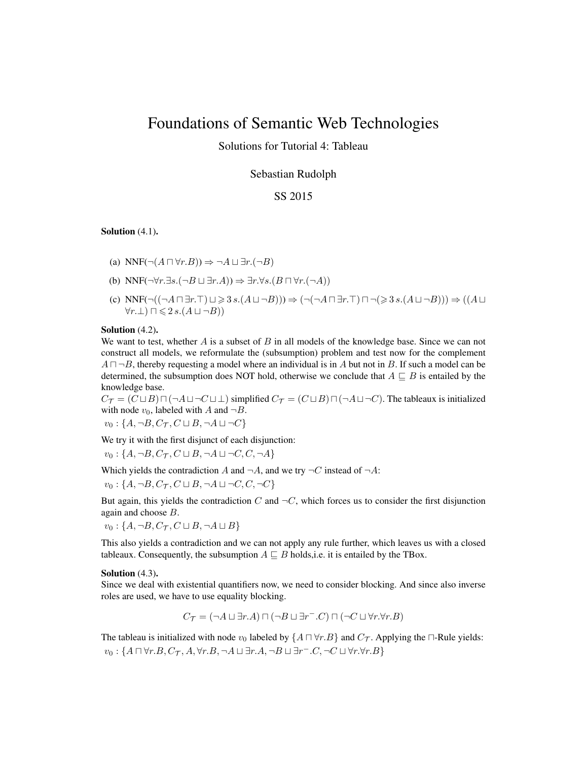# Foundations of Semantic Web Technologies

Solutions for Tutorial 4: Tableau

Sebastian Rudolph

SS 2015

**Solution** (4.1)**.**

(a) $\text{NNF}(\neg(A \sqcap \forall r.B)) \Rightarrow \neg A \sqcup \exists r.(\neg B)$

(b) $\text{NNF}(\neg\forall r.\exists s.(\neg B \sqcup \exists r.A)) \Rightarrow \exists r.\forall s.(B \sqcap \forall r.(\neg A))$

(c) $\text{NNF}(\neg((\neg A \sqcap \exists r.\top) \sqcup \geqslant 3\, s.(A \sqcup \neg B))) \Rightarrow (\neg(\neg A \sqcap \exists r.\top) \sqcap \neg(\geqslant 3\, s.(A \sqcup \neg B))) \Rightarrow ((A \sqcup \forall r.\bot) \sqcap \leqslant 2\, s.(A \sqcup \neg B))$

**Solution** (4.2)**.**

We want to test, whether $A$ is a subset of $B$ in all models of the knowledge base. Since we can not construct all models, we reformulate the (subsumption) problem and test now for the complement $A \sqcap \neg B$, thereby requesting a model where an individual is in $A$ but not in $B$. If such a model can be determined, the subsumption does NOT hold, otherwise we conclude that $A \sqsubseteq B$ is entailed by the knowledge base.

$C_{\mathcal{T}} = (C \sqcup B) \sqcap (\neg A \sqcup \neg C \sqcup \bot)$ simplified $C_{\mathcal{T}} = (C \sqcup B) \sqcap (\neg A \sqcup \neg C)$. The tableaux is initialized with node $v_0$, labeled with $A$ and $\neg B$.

$v_0 : \{A, \neg B, C_{\mathcal{T}}, C \sqcup B, \neg A \sqcup \neg C\}$

We try it with the first disjunct of each disjunction:

$v_0 : \{A, \neg B, C_{\mathcal{T}}, C \sqcup B, \neg A \sqcup \neg C, C, \neg A\}$

Which yields the contradiction $A$ and $\neg A$, and we try $\neg C$ instead of $\neg A$:

$v_0 : \{A, \neg B, C_{\mathcal{T}}, C \sqcup B, \neg A \sqcup \neg C, C, \neg C\}$

But again, this yields the contradiction $C$ and $\neg C$, which forces us to consider the first disjunction again and choose $B$.

$v_0 : \{A, \neg B, C_{\mathcal{T}}, C \sqcup B, \neg A \sqcup B\}$

This also yields a contradiction and we can not apply any rule further, which leaves us with a closed tableaux. Consequently, the subsumption $A \sqsubseteq B$ holds,i.e. it is entailed by the TBox.

**Solution** (4.3)**.**

Since we deal with existential quantifiers now, we need to consider blocking. And since also inverse roles are used, we have to use equality blocking.

$$C_{\mathcal{T}} = (\neg A \sqcup \exists r.A) \sqcap (\neg B \sqcup \exists r^{-}.C) \sqcap (\neg C \sqcup \forall r.\forall r.B)$$

The tableau is initialized with node $v_0$ labeled by $\{A \sqcap \forall r.B\}$ and $C_{\mathcal{T}}$. Applying the $\sqcap$-Rule yields:

$v_0 : \{A \sqcap \forall r.B, C_{\mathcal{T}}, A, \forall r.B, \neg A \sqcup \exists r.A, \neg B \sqcup \exists r^{-}.C, \neg C \sqcup \forall r.\forall r.B\}$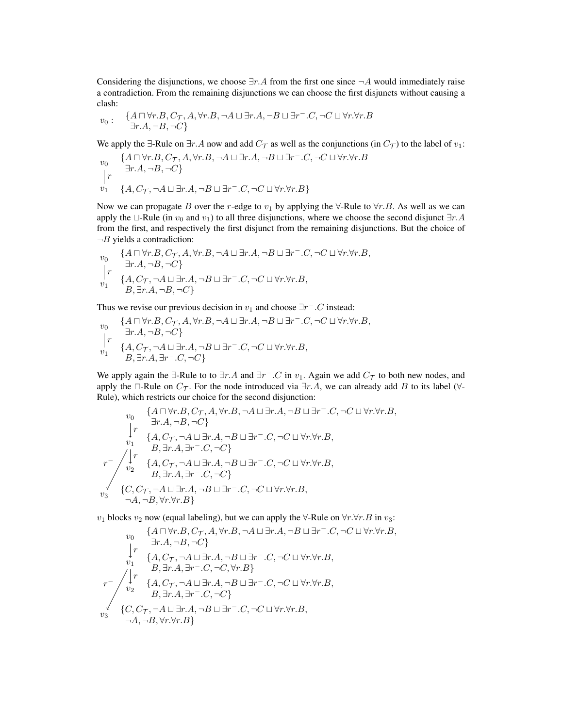Considering the disjunctions, we choose $\exists r.A$ from the first one since $\neg A$ would immediately raise a contradiction. From the remaining disjunctions we can choose the first disjuncts without causing a clash:

$$v_0: \quad \{A \sqcap \forall r.B, C_\mathcal{T}, A, \forall r.B, \neg A \sqcup \exists r.A, \neg B \sqcup \exists r^-.C, \neg C \sqcup \forall r.\forall r.B \\ \exists r.A, \neg B, \neg C\}$$

We apply the $\exists$-Rule on $\exists r.A$ now and add $C_\mathcal{T}$ as well as the conjunctions (in $C_\mathcal{T}$) to the label of $v_1$:

$$\begin{array}{ll} v_0 & \{A \sqcap \forall r.B, C_\mathcal{T}, A, \forall r.B, \neg A \sqcup \exists r.A, \neg B \sqcup \exists r^-.C, \neg C \sqcup \forall r.\forall r.B \\ \big| \, r & \quad \exists r.A, \neg B, \neg C\} \\ v_1 & \{A, C_\mathcal{T}, \neg A \sqcup \exists r.A, \neg B \sqcup \exists r^-.C, \neg C \sqcup \forall r.\forall r.B\} \end{array}$$

Now we can propagate $B$ over the $r$-edge to $v_1$ by applying the $\forall$-Rule to $\forall r.B$. As well as we can apply the $\sqcup$-Rule (in $v_0$ and $v_1$) to all three disjunctions, where we choose the second disjunct $\exists r.A$ from the first, and respectively the first disjunct from the remaining disjunctions. But the choice of $\neg B$ yields a contradiction:

$$\begin{array}{ll} v_0 & \{A \sqcap \forall r.B, C_\mathcal{T}, A, \forall r.B, \neg A \sqcup \exists r.A, \neg B \sqcup \exists r^-.C, \neg C \sqcup \forall r.\forall r.B, \\ \big| \, r & \quad \exists r.A, \neg B, \neg C\} \\ v_1 & \{A, C_\mathcal{T}, \neg A \sqcup \exists r.A, \neg B \sqcup \exists r^-.C, \neg C \sqcup \forall r.\forall r.B, \\ & \quad B, \exists r.A, \neg B, \neg C\} \end{array}$$

Thus we revise our previous decision in $v_1$ and choose $\exists r^-.C$ instead:

$$\begin{array}{ll} v_0 & \{A \sqcap \forall r.B, C_\mathcal{T}, A, \forall r.B, \neg A \sqcup \exists r.A, \neg B \sqcup \exists r^-.C, \neg C \sqcup \forall r.\forall r.B, \\ \big| \, r & \quad \exists r.A, \neg B, \neg C\} \\ v_1 & \{A, C_\mathcal{T}, \neg A \sqcup \exists r.A, \neg B \sqcup \exists r^-.C, \neg C \sqcup \forall r.\forall r.B, \\ & \quad B, \exists r.A, \exists r^-.C, \neg C\} \end{array}$$

We apply again the $\exists$-Rule to to $\exists r.A$ and $\exists r^-.C$ in $v_1$. Again we add $C_\mathcal{T}$ to both new nodes, and apply the $\sqcap$-Rule on $C_\mathcal{T}$. For the node introduced via $\exists r.A$, we can already add $B$ to its label ($\forall$-Rule), which restricts our choice for the second disjunction:

$$\begin{array}{ll} v_0 & \{A \sqcap \forall r.B, C_\mathcal{T}, A, \forall r.B, \neg A \sqcup \exists r.A, \neg B \sqcup \exists r^-.C, \neg C \sqcup \forall r.\forall r.B, \\ \downarrow r & \quad \exists r.A, \neg B, \neg C\} \\ v_1 & \{A, C_\mathcal{T}, \neg A \sqcup \exists r.A, \neg B \sqcup \exists r^-.C, \neg C \sqcup \forall r.\forall r.B, \\ & \quad B, \exists r.A, \exists r^-.C, \neg C\} \\ r^- \swarrow \; \downarrow r \; v_2 & \{A, C_\mathcal{T}, \neg A \sqcup \exists r.A, \neg B \sqcup \exists r^-.C, \neg C \sqcup \forall r.\forall r.B, \\ & \quad B, \exists r.A, \exists r^-.C, \neg C\} \\ v_3 & \{C, C_\mathcal{T}, \neg A \sqcup \exists r.A, \neg B \sqcup \exists r^-.C, \neg C \sqcup \forall r.\forall r.B, \\ & \quad \neg A, \neg B, \forall r.\forall r.B\} \end{array}$$

$v_1$ blocks $v_2$ now (equal labeling), but we can apply the $\forall$-Rule on $\forall r.\forall r.B$ in $v_3$:

$$\begin{array}{ll} v_0 & \{A \sqcap \forall r.B, C_\mathcal{T}, A, \forall r.B, \neg A \sqcup \exists r.A, \neg B \sqcup \exists r^-.C, \neg C \sqcup \forall r.\forall r.B, \\ \downarrow r & \quad \exists r.A, \neg B, \neg C\} \\ v_1 & \{A, C_\mathcal{T}, \neg A \sqcup \exists r.A, \neg B \sqcup \exists r^-.C, \neg C \sqcup \forall r.\forall r.B, \\ & \quad B, \exists r.A, \exists r^-.C, \neg C, \forall r.B\} \\ r^- \swarrow \; \downarrow r \; v_2 & \{A, C_\mathcal{T}, \neg A \sqcup \exists r.A, \neg B \sqcup \exists r^-.C, \neg C \sqcup \forall r.\forall r.B, \\ & \quad B, \exists r.A, \exists r^-.C, \neg C\} \\ v_3 & \{C, C_\mathcal{T}, \neg A \sqcup \exists r.A, \neg B \sqcup \exists r^-.C, \neg C \sqcup \forall r.\forall r.B, \\ & \quad \neg A, \neg B, \forall r.\forall r.B\} \end{array}$$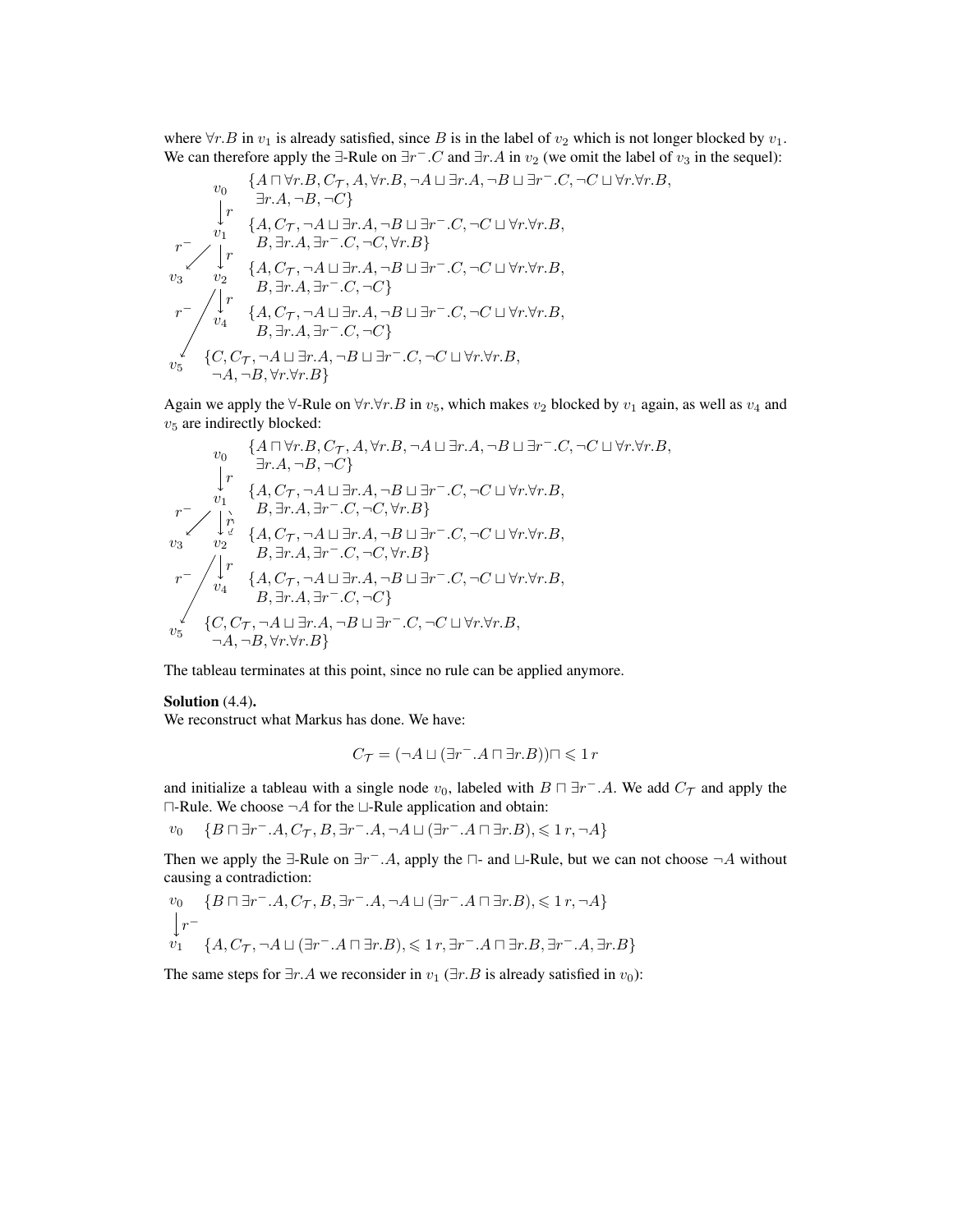where $\forall r.B$ in $v_1$ is already satisfied, since $B$ is in the label of $v_2$ which is not longer blocked by $v_1$. We can therefore apply the $\exists$-Rule on $\exists r^-.C$ and $\exists r.A$ in $v_2$ (we omit the label of $v_3$ in the sequel):

$$
\begin{array}{ll}
v_0 & \{A \sqcap \forall r.B, C_{\mathcal{T}}, A, \forall r.B, \neg A \sqcup \exists r.A, \neg B \sqcup \exists r^-.C, \neg C \sqcup \forall r.\forall r.B, \\
& \quad \exists r.A, \neg B, \neg C\} \\
\downarrow r & \\
v_1 & \{A, C_{\mathcal{T}}, \neg A \sqcup \exists r.A, \neg B \sqcup \exists r^-.C, \neg C \sqcup \forall r.\forall r.B, \\
& \quad B, \exists r.A, \exists r^-.C, \neg C, \forall r.B\} \\
v_1 \xrightarrow{r^-} v_3, \ \downarrow r & \\
v_2 & \{A, C_{\mathcal{T}}, \neg A \sqcup \exists r.A, \neg B \sqcup \exists r^-.C, \neg C \sqcup \forall r.\forall r.B, \\
& \quad B, \exists r.A, \exists r^-.C, \neg C\} \\
\downarrow r & \\
v_4 & \{A, C_{\mathcal{T}}, \neg A \sqcup \exists r.A, \neg B \sqcup \exists r^-.C, \neg C \sqcup \forall r.\forall r.B, \\
& \quad B, \exists r.A, \exists r^-.C, \neg C\} \\
v_2 \xrightarrow{r^-} v_5 & \\
v_5 & \{C, C_{\mathcal{T}}, \neg A \sqcup \exists r.A, \neg B \sqcup \exists r^-.C, \neg C \sqcup \forall r.\forall r.B, \\
& \quad \neg A, \neg B, \forall r.\forall r.B\}
\end{array}
$$

Again we apply the $\forall$-Rule on $\forall r.\forall r.B$ in $v_5$, which makes $v_2$ blocked by $v_1$ again, as well as $v_4$ and $v_5$ are indirectly blocked:

$$
\begin{array}{ll}
v_0 & \{A \sqcap \forall r.B, C_{\mathcal{T}}, A, \forall r.B, \neg A \sqcup \exists r.A, \neg B \sqcup \exists r^-.C, \neg C \sqcup \forall r.\forall r.B, \\
& \quad \exists r.A, \neg B, \neg C\} \\
\downarrow r & \\
v_1 & \{A, C_{\mathcal{T}}, \neg A \sqcup \exists r.A, \neg B \sqcup \exists r^-.C, \neg C \sqcup \forall r.\forall r.B, \\
& \quad B, \exists r.A, \exists r^-.C, \neg C, \forall r.B\} \\
v_1 \xrightarrow{r^-} v_3, \ \downarrow r & \\
v_2 & \{A, C_{\mathcal{T}}, \neg A \sqcup \exists r.A, \neg B \sqcup \exists r^-.C, \neg C \sqcup \forall r.\forall r.B, \\
& \quad B, \exists r.A, \exists r^-.C, \neg C, \forall r.B\} \\
\downarrow r & \\
v_4 & \{A, C_{\mathcal{T}}, \neg A \sqcup \exists r.A, \neg B \sqcup \exists r^-.C, \neg C \sqcup \forall r.\forall r.B, \\
& \quad B, \exists r.A, \exists r^-.C, \neg C\} \\
v_2 \xrightarrow{r^-} v_5 & \\
v_5 & \{C, C_{\mathcal{T}}, \neg A \sqcup \exists r.A, \neg B \sqcup \exists r^-.C, \neg C \sqcup \forall r.\forall r.B, \\
& \quad \neg A, \neg B, \forall r.\forall r.B\}
\end{array}
$$

The tableau terminates at this point, since no rule can be applied anymore.

**Solution** (4.4).

We reconstruct what Markus has done. We have:

$$C_{\mathcal{T}} = (\neg A \sqcup (\exists r^-.A \sqcap \exists r.B)) \sqcap \leqslant 1\, r$$

and initialize a tableau with a single node $v_0$, labeled with $B \sqcap \exists r^-.A$. We add $C_{\mathcal{T}}$ and apply the $\sqcap$-Rule. We choose $\neg A$ for the $\sqcup$-Rule application and obtain:

$$v_0 \quad \{B \sqcap \exists r^-.A, C_{\mathcal{T}}, B, \exists r^-.A, \neg A \sqcup (\exists r^-.A \sqcap \exists r.B), \leqslant 1\, r, \neg A\}$$

Then we apply the $\exists$-Rule on $\exists r^-.A$, apply the $\sqcap$- and $\sqcup$-Rule, but we can not choose $\neg A$ without causing a contradiction:

$$
\begin{array}{ll}
v_0 & \{B \sqcap \exists r^-.A, C_{\mathcal{T}}, B, \exists r^-.A, \neg A \sqcup (\exists r^-.A \sqcap \exists r.B), \leqslant 1\, r, \neg A\} \\
\downarrow r^- & \\
v_1 & \{A, C_{\mathcal{T}}, \neg A \sqcup (\exists r^-.A \sqcap \exists r.B), \leqslant 1\, r, \exists r^-.A \sqcap \exists r.B, \exists r^-.A, \exists r.B\}
\end{array}
$$

The same steps for $\exists r.A$ we reconsider in $v_1$ ($\exists r.B$ is already satisfied in $v_0$):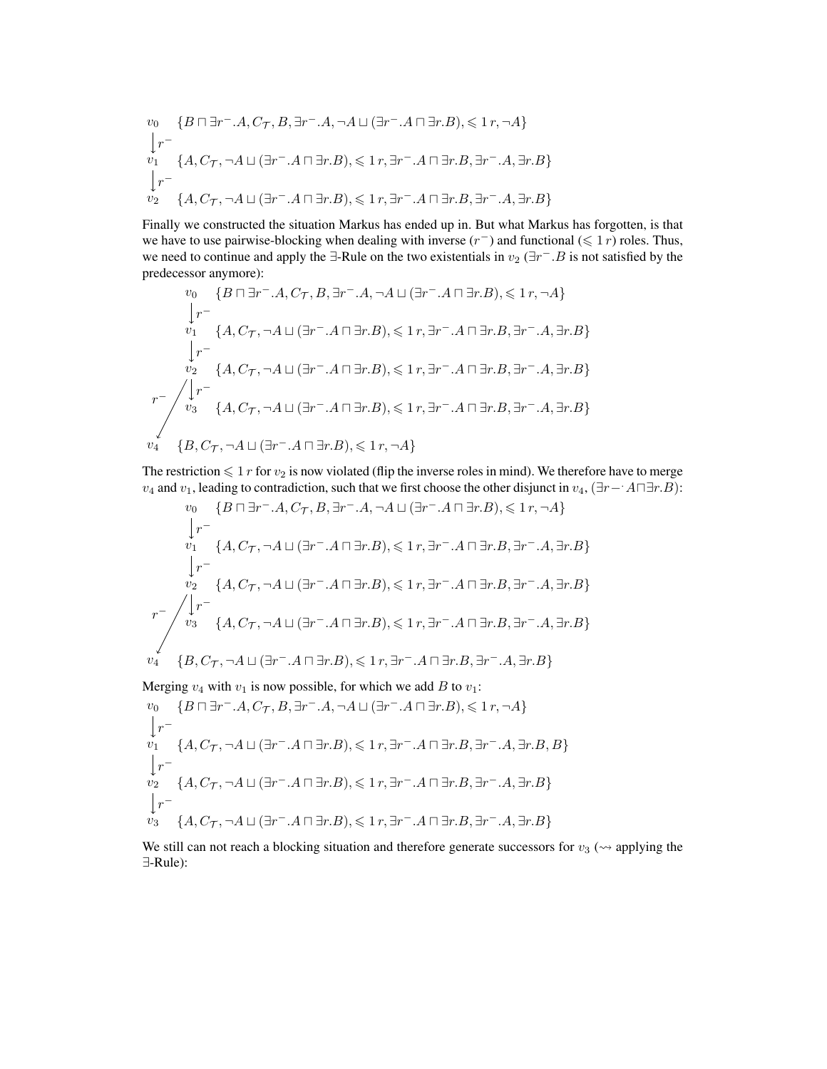$$
\begin{array}{ll}
v_0 & \{B \sqcap \exists r^-.A, C_\mathcal{T}, B, \exists r^-.A, \neg A \sqcup (\exists r^-.A \sqcap \exists r.B), \leqslant 1\, r, \neg A\} \\
\downarrow r^- & \\
v_1 & \{A, C_\mathcal{T}, \neg A \sqcup (\exists r^-.A \sqcap \exists r.B), \leqslant 1\, r, \exists r^-.A \sqcap \exists r.B, \exists r^-.A, \exists r.B\} \\
\downarrow r^- & \\
v_2 & \{A, C_\mathcal{T}, \neg A \sqcup (\exists r^-.A \sqcap \exists r.B), \leqslant 1\, r, \exists r^-.A \sqcap \exists r.B, \exists r^-.A, \exists r.B\}
\end{array}
$$

Finally we constructed the situation Markus has ended up in. But what Markus has forgotten, is that we have to use pairwise-blocking when dealing with inverse ($r^-$) and functional ($\leqslant 1\, r$) roles. Thus, we need to continue and apply the $\exists$-Rule on the two existentials in $v_2$ ($\exists r^-.B$ is not satisfied by the predecessor anymore):

$$
\begin{array}{ll}
v_0 & \{B \sqcap \exists r^-.A, C_\mathcal{T}, B, \exists r^-.A, \neg A \sqcup (\exists r^-.A \sqcap \exists r.B), \leqslant 1\, r, \neg A\} \\
\downarrow r^- & \\
v_1 & \{A, C_\mathcal{T}, \neg A \sqcup (\exists r^-.A \sqcap \exists r.B), \leqslant 1\, r, \exists r^-.A \sqcap \exists r.B, \exists r^-.A, \exists r.B\} \\
\downarrow r^- & \\
v_2 & \{A, C_\mathcal{T}, \neg A \sqcup (\exists r^-.A \sqcap \exists r.B), \leqslant 1\, r, \exists r^-.A \sqcap \exists r.B, \exists r^-.A, \exists r.B\} \\
\downarrow r^- & \\
v_3 & \{A, C_\mathcal{T}, \neg A \sqcup (\exists r^-.A \sqcap \exists r.B), \leqslant 1\, r, \exists r^-.A \sqcap \exists r.B, \exists r^-.A, \exists r.B\} \\
v_2 \xrightarrow{r^-} v_4 & \\
v_4 & \{B, C_\mathcal{T}, \neg A \sqcup (\exists r^-.A \sqcap \exists r.B), \leqslant 1\, r, \neg A\}
\end{array}
$$

The restriction $\leqslant 1\, r$ for $v_2$ is now violated (flip the inverse roles in mind). We therefore have to merge $v_4$ and $v_1$, leading to contradiction, such that we first choose the other disjunct in $v_4$, ($\exists r -^{\cdot} A \sqcap \exists r.B$):

$$
\begin{array}{ll}
v_0 & \{B \sqcap \exists r^-.A, C_\mathcal{T}, B, \exists r^-.A, \neg A \sqcup (\exists r^-.A \sqcap \exists r.B), \leqslant 1\, r, \neg A\} \\
\downarrow r^- & \\
v_1 & \{A, C_\mathcal{T}, \neg A \sqcup (\exists r^-.A \sqcap \exists r.B), \leqslant 1\, r, \exists r^-.A \sqcap \exists r.B, \exists r^-.A, \exists r.B\} \\
\downarrow r^- & \\
v_2 & \{A, C_\mathcal{T}, \neg A \sqcup (\exists r^-.A \sqcap \exists r.B), \leqslant 1\, r, \exists r^-.A \sqcap \exists r.B, \exists r^-.A, \exists r.B\} \\
\downarrow r^- & \\
v_3 & \{A, C_\mathcal{T}, \neg A \sqcup (\exists r^-.A \sqcap \exists r.B), \leqslant 1\, r, \exists r^-.A \sqcap \exists r.B, \exists r^-.A, \exists r.B\} \\
v_2 \xrightarrow{r^-} v_4 & \\
v_4 & \{B, C_\mathcal{T}, \neg A \sqcup (\exists r^-.A \sqcap \exists r.B), \leqslant 1\, r, \exists r^-.A \sqcap \exists r.B, \exists r^-.A, \exists r.B\}
\end{array}
$$

Merging $v_4$ with $v_1$ is now possible, for which we add $B$ to $v_1$:

$$
\begin{array}{ll}
v_0 & \{B \sqcap \exists r^-.A, C_\mathcal{T}, B, \exists r^-.A, \neg A \sqcup (\exists r^-.A \sqcap \exists r.B), \leqslant 1\, r, \neg A\} \\
\downarrow r^- & \\
v_1 & \{A, C_\mathcal{T}, \neg A \sqcup (\exists r^-.A \sqcap \exists r.B), \leqslant 1\, r, \exists r^-.A \sqcap \exists r.B, \exists r^-.A, \exists r.B, B\} \\
\downarrow r^- & \\
v_2 & \{A, C_\mathcal{T}, \neg A \sqcup (\exists r^-.A \sqcap \exists r.B), \leqslant 1\, r, \exists r^-.A \sqcap \exists r.B, \exists r^-.A, \exists r.B\} \\
\downarrow r^- & \\
v_3 & \{A, C_\mathcal{T}, \neg A \sqcup (\exists r^-.A \sqcap \exists r.B), \leqslant 1\, r, \exists r^-.A \sqcap \exists r.B, \exists r^-.A, \exists r.B\}
\end{array}
$$

We still can not reach a blocking situation and therefore generate successors for $v_3$ ($\rightsquigarrow$ applying the $\exists$-Rule):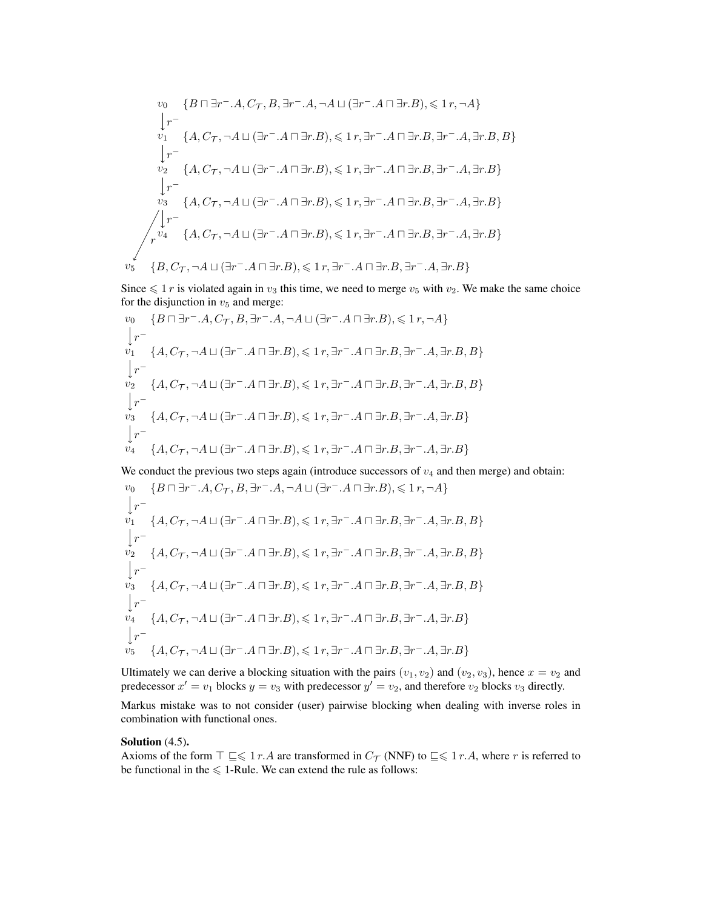$$
\begin{array}{ll}
v_0 & \{B \sqcap \exists r^-.A, C_{\mathcal{T}}, B, \exists r^-.A, \neg A \sqcup (\exists r^-.A \sqcap \exists r.B), \leqslant 1\, r, \neg A\} \\
\downarrow r^- & \\
v_1 & \{A, C_{\mathcal{T}}, \neg A \sqcup (\exists r^-.A \sqcap \exists r.B), \leqslant 1\, r, \exists r^-.A \sqcap \exists r.B, \exists r^-.A, \exists r.B, B\} \\
\downarrow r^- & \\
v_2 & \{A, C_{\mathcal{T}}, \neg A \sqcup (\exists r^-.A \sqcap \exists r.B), \leqslant 1\, r, \exists r^-.A \sqcap \exists r.B, \exists r^-.A, \exists r.B\} \\
\downarrow r^- & \\
v_3 & \{A, C_{\mathcal{T}}, \neg A \sqcup (\exists r^-.A \sqcap \exists r.B), \leqslant 1\, r, \exists r^-.A \sqcap \exists r.B, \exists r^-.A, \exists r.B\} \\
\downarrow r^- \ (v_3 \xrightarrow{r} v_5) & \\
v_4 & \{A, C_{\mathcal{T}}, \neg A \sqcup (\exists r^-.A \sqcap \exists r.B), \leqslant 1\, r, \exists r^-.A \sqcap \exists r.B, \exists r^-.A, \exists r.B\} \\
 & \\
v_5 & \{B, C_{\mathcal{T}}, \neg A \sqcup (\exists r^-.A \sqcap \exists r.B), \leqslant 1\, r, \exists r^-.A \sqcap \exists r.B, \exists r^-.A, \exists r.B\}
\end{array}
$$

Since $\leqslant 1\, r$ is violated again in $v_3$ this time, we need to merge $v_5$ with $v_2$. We make the same choice for the disjunction in $v_5$ and merge:

$$
\begin{array}{ll}
v_0 & \{B \sqcap \exists r^-.A, C_{\mathcal{T}}, B, \exists r^-.A, \neg A \sqcup (\exists r^-.A \sqcap \exists r.B), \leqslant 1\, r, \neg A\} \\
\downarrow r^- & \\
v_1 & \{A, C_{\mathcal{T}}, \neg A \sqcup (\exists r^-.A \sqcap \exists r.B), \leqslant 1\, r, \exists r^-.A \sqcap \exists r.B, \exists r^-.A, \exists r.B, B\} \\
\downarrow r^- & \\
v_2 & \{A, C_{\mathcal{T}}, \neg A \sqcup (\exists r^-.A \sqcap \exists r.B), \leqslant 1\, r, \exists r^-.A \sqcap \exists r.B, \exists r^-.A, \exists r.B, B\} \\
\downarrow r^- & \\
v_3 & \{A, C_{\mathcal{T}}, \neg A \sqcup (\exists r^-.A \sqcap \exists r.B), \leqslant 1\, r, \exists r^-.A \sqcap \exists r.B, \exists r^-.A, \exists r.B\} \\
\downarrow r^- & \\
v_4 & \{A, C_{\mathcal{T}}, \neg A \sqcup (\exists r^-.A \sqcap \exists r.B), \leqslant 1\, r, \exists r^-.A \sqcap \exists r.B, \exists r^-.A, \exists r.B\}
\end{array}
$$

We conduct the previous two steps again (introduce successors of $v_4$ and then merge) and obtain:

$$
\begin{array}{ll}
v_0 & \{B \sqcap \exists r^-.A, C_{\mathcal{T}}, B, \exists r^-.A, \neg A \sqcup (\exists r^-.A \sqcap \exists r.B), \leqslant 1\, r, \neg A\} \\
\downarrow r^- & \\
v_1 & \{A, C_{\mathcal{T}}, \neg A \sqcup (\exists r^-.A \sqcap \exists r.B), \leqslant 1\, r, \exists r^-.A \sqcap \exists r.B, \exists r^-.A, \exists r.B, B\} \\
\downarrow r^- & \\
v_2 & \{A, C_{\mathcal{T}}, \neg A \sqcup (\exists r^-.A \sqcap \exists r.B), \leqslant 1\, r, \exists r^-.A \sqcap \exists r.B, \exists r^-.A, \exists r.B, B\} \\
\downarrow r^- & \\
v_3 & \{A, C_{\mathcal{T}}, \neg A \sqcup (\exists r^-.A \sqcap \exists r.B), \leqslant 1\, r, \exists r^-.A \sqcap \exists r.B, \exists r^-.A, \exists r.B, B\} \\
\downarrow r^- & \\
v_4 & \{A, C_{\mathcal{T}}, \neg A \sqcup (\exists r^-.A \sqcap \exists r.B), \leqslant 1\, r, \exists r^-.A \sqcap \exists r.B, \exists r^-.A, \exists r.B\} \\
\downarrow r^- & \\
v_5 & \{A, C_{\mathcal{T}}, \neg A \sqcup (\exists r^-.A \sqcap \exists r.B), \leqslant 1\, r, \exists r^-.A \sqcap \exists r.B, \exists r^-.A, \exists r.B\}
\end{array}
$$

Ultimately we can derive a blocking situation with the pairs $(v_1, v_2)$ and $(v_2, v_3)$, hence $x = v_2$ and predecessor $x' = v_1$ blocks $y = v_3$ with predecessor $y' = v_2$, and therefore $v_2$ blocks $v_3$ directly.

Markus mistake was to not consider (user) pairwise blocking when dealing with inverse roles in combination with functional ones.

**Solution** (4.5).

Axioms of the form $\top \sqsubseteq \leqslant 1\, r.A$ are transformed in $C_{\mathcal{T}}$ (NNF) to $\sqsubseteq \leqslant 1\, r.A$, where $r$ is referred to be functional in the $\leqslant 1$-Rule. We can extend the rule as follows: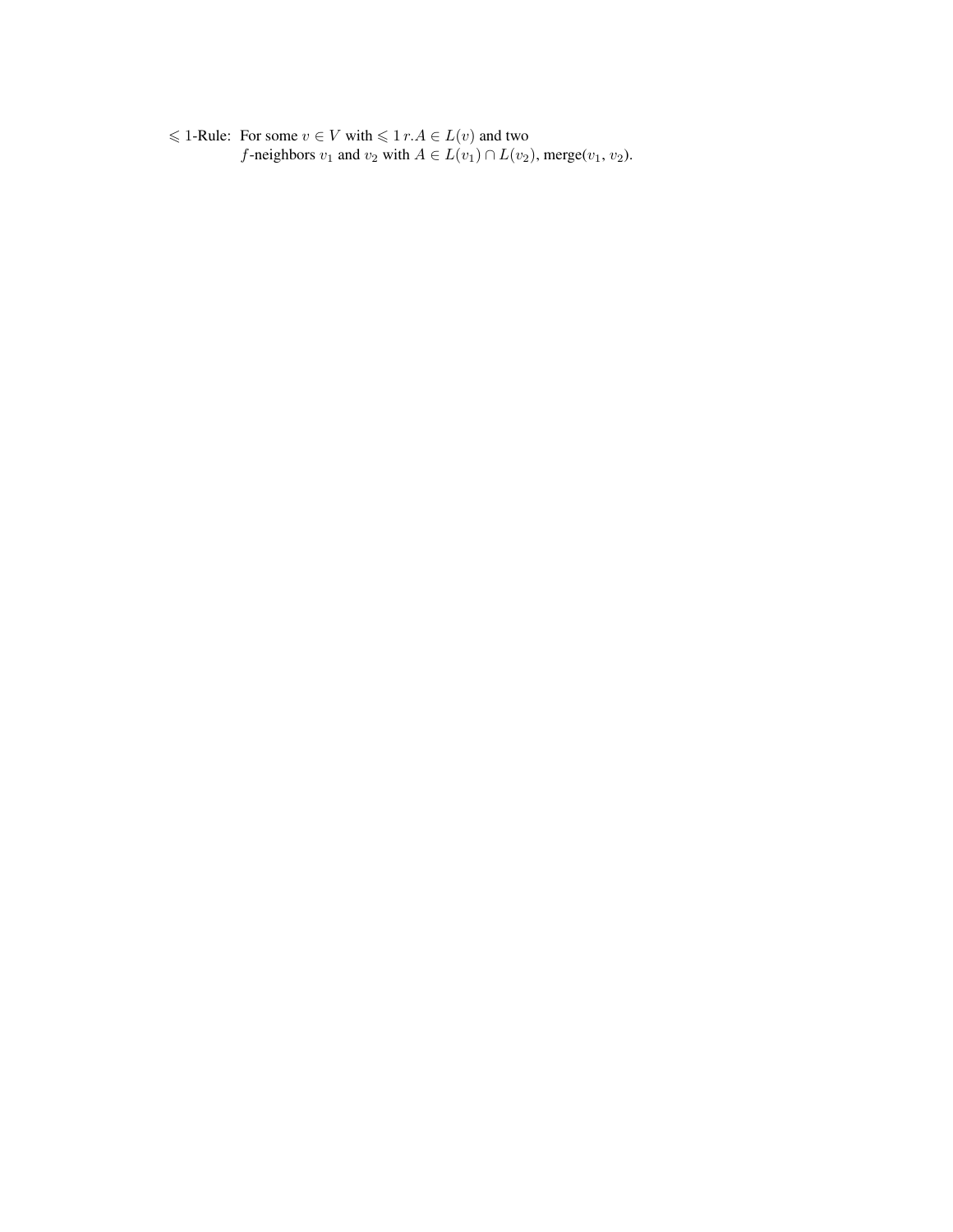$\leqslant 1$-Rule: For some $v \in V$ with $\leqslant 1\, r.A \in L(v)$ and two $f$-neighbors $v_1$ and $v_2$ with $A \in L(v_1) \cap L(v_2)$, merge($v_1$, $v_2$).